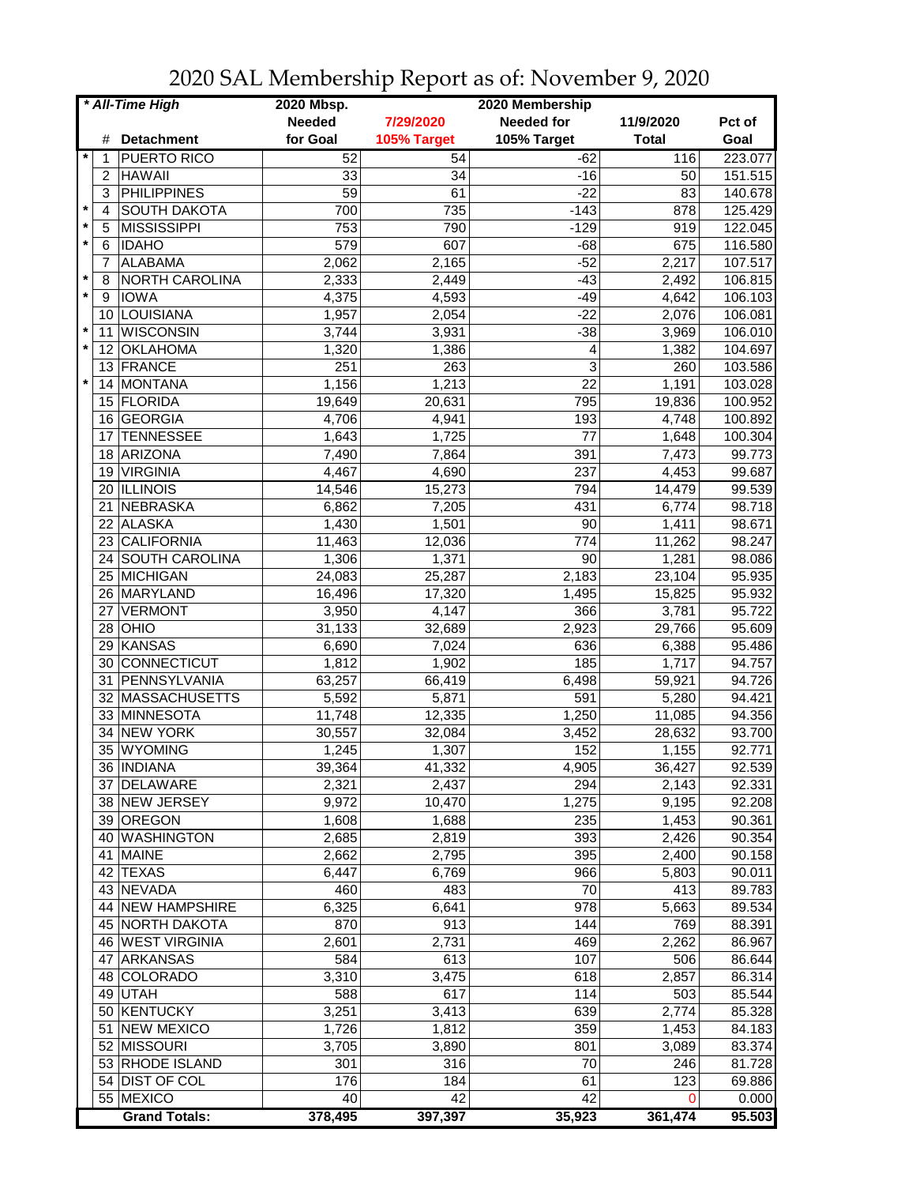# 2020 SAL Membership Report as of: November 9, 2020

| * All-Time High | | | 2020 Mbsp. | | 2020 Membership | | |
|---|---|---|---|---|---|---|---|
| | # | Detachment | Needed for Goal | 7/29/2020 105% Target | Needed for 105% Target | 11/9/2020 Total | Pct of Goal |
| * | 1 | PUERTO RICO | 52 | 54 | -62 | 116 | 223.077 |
| | 2 | HAWAII | 33 | 34 | -16 | 50 | 151.515 |
| | 3 | PHILIPPINES | 59 | 61 | -22 | 83 | 140.678 |
| * | 4 | SOUTH DAKOTA | 700 | 735 | -143 | 878 | 125.429 |
| * | 5 | MISSISSIPPI | 753 | 790 | -129 | 919 | 122.045 |
| * | 6 | IDAHO | 579 | 607 | -68 | 675 | 116.580 |
| | 7 | ALABAMA | 2,062 | 2,165 | -52 | 2,217 | 107.517 |
| * | 8 | NORTH CAROLINA | 2,333 | 2,449 | -43 | 2,492 | 106.815 |
| * | 9 | IOWA | 4,375 | 4,593 | -49 | 4,642 | 106.103 |
| | 10 | LOUISIANA | 1,957 | 2,054 | -22 | 2,076 | 106.081 |
| * | 11 | WISCONSIN | 3,744 | 3,931 | -38 | 3,969 | 106.010 |
| * | 12 | OKLAHOMA | 1,320 | 1,386 | 4 | 1,382 | 104.697 |
| | 13 | FRANCE | 251 | 263 | 3 | 260 | 103.586 |
| * | 14 | MONTANA | 1,156 | 1,213 | 22 | 1,191 | 103.028 |
| | 15 | FLORIDA | 19,649 | 20,631 | 795 | 19,836 | 100.952 |
| | 16 | GEORGIA | 4,706 | 4,941 | 193 | 4,748 | 100.892 |
| | 17 | TENNESSEE | 1,643 | 1,725 | 77 | 1,648 | 100.304 |
| | 18 | ARIZONA | 7,490 | 7,864 | 391 | 7,473 | 99.773 |
| | 19 | VIRGINIA | 4,467 | 4,690 | 237 | 4,453 | 99.687 |
| | 20 | ILLINOIS | 14,546 | 15,273 | 794 | 14,479 | 99.539 |
| | 21 | NEBRASKA | 6,862 | 7,205 | 431 | 6,774 | 98.718 |
| | 22 | ALASKA | 1,430 | 1,501 | 90 | 1,411 | 98.671 |
| | 23 | CALIFORNIA | 11,463 | 12,036 | 774 | 11,262 | 98.247 |
| | 24 | SOUTH CAROLINA | 1,306 | 1,371 | 90 | 1,281 | 98.086 |
| | 25 | MICHIGAN | 24,083 | 25,287 | 2,183 | 23,104 | 95.935 |
| | 26 | MARYLAND | 16,496 | 17,320 | 1,495 | 15,825 | 95.932 |
| | 27 | VERMONT | 3,950 | 4,147 | 366 | 3,781 | 95.722 |
| | 28 | OHIO | 31,133 | 32,689 | 2,923 | 29,766 | 95.609 |
| | 29 | KANSAS | 6,690 | 7,024 | 636 | 6,388 | 95.486 |
| | 30 | CONNECTICUT | 1,812 | 1,902 | 185 | 1,717 | 94.757 |
| | 31 | PENNSYLVANIA | 63,257 | 66,419 | 6,498 | 59,921 | 94.726 |
| | 32 | MASSACHUSETTS | 5,592 | 5,871 | 591 | 5,280 | 94.421 |
| | 33 | MINNESOTA | 11,748 | 12,335 | 1,250 | 11,085 | 94.356 |
| | 34 | NEW YORK | 30,557 | 32,084 | 3,452 | 28,632 | 93.700 |
| | 35 | WYOMING | 1,245 | 1,307 | 152 | 1,155 | 92.771 |
| | 36 | INDIANA | 39,364 | 41,332 | 4,905 | 36,427 | 92.539 |
| | 37 | DELAWARE | 2,321 | 2,437 | 294 | 2,143 | 92.331 |
| | 38 | NEW JERSEY | 9,972 | 10,470 | 1,275 | 9,195 | 92.208 |
| | 39 | OREGON | 1,608 | 1,688 | 235 | 1,453 | 90.361 |
| | 40 | WASHINGTON | 2,685 | 2,819 | 393 | 2,426 | 90.354 |
| | 41 | MAINE | 2,662 | 2,795 | 395 | 2,400 | 90.158 |
| | 42 | TEXAS | 6,447 | 6,769 | 966 | 5,803 | 90.011 |
| | 43 | NEVADA | 460 | 483 | 70 | 413 | 89.783 |
| | 44 | NEW HAMPSHIRE | 6,325 | 6,641 | 978 | 5,663 | 89.534 |
| | 45 | NORTH DAKOTA | 870 | 913 | 144 | 769 | 88.391 |
| | 46 | WEST VIRGINIA | 2,601 | 2,731 | 469 | 2,262 | 86.967 |
| | 47 | ARKANSAS | 584 | 613 | 107 | 506 | 86.644 |
| | 48 | COLORADO | 3,310 | 3,475 | 618 | 2,857 | 86.314 |
| | 49 | UTAH | 588 | 617 | 114 | 503 | 85.544 |
| | 50 | KENTUCKY | 3,251 | 3,413 | 639 | 2,774 | 85.328 |
| | 51 | NEW MEXICO | 1,726 | 1,812 | 359 | 1,453 | 84.183 |
| | 52 | MISSOURI | 3,705 | 3,890 | 801 | 3,089 | 83.374 |
| | 53 | RHODE ISLAND | 301 | 316 | 70 | 246 | 81.728 |
| | 54 | DIST OF COL | 176 | 184 | 61 | 123 | 69.886 |
| | 55 | MEXICO | 40 | 42 | 42 | 0 | 0.000 |
| | | **Grand Totals:** | **378,495** | **397,397** | **35,923** | **361,474** | **95.503** |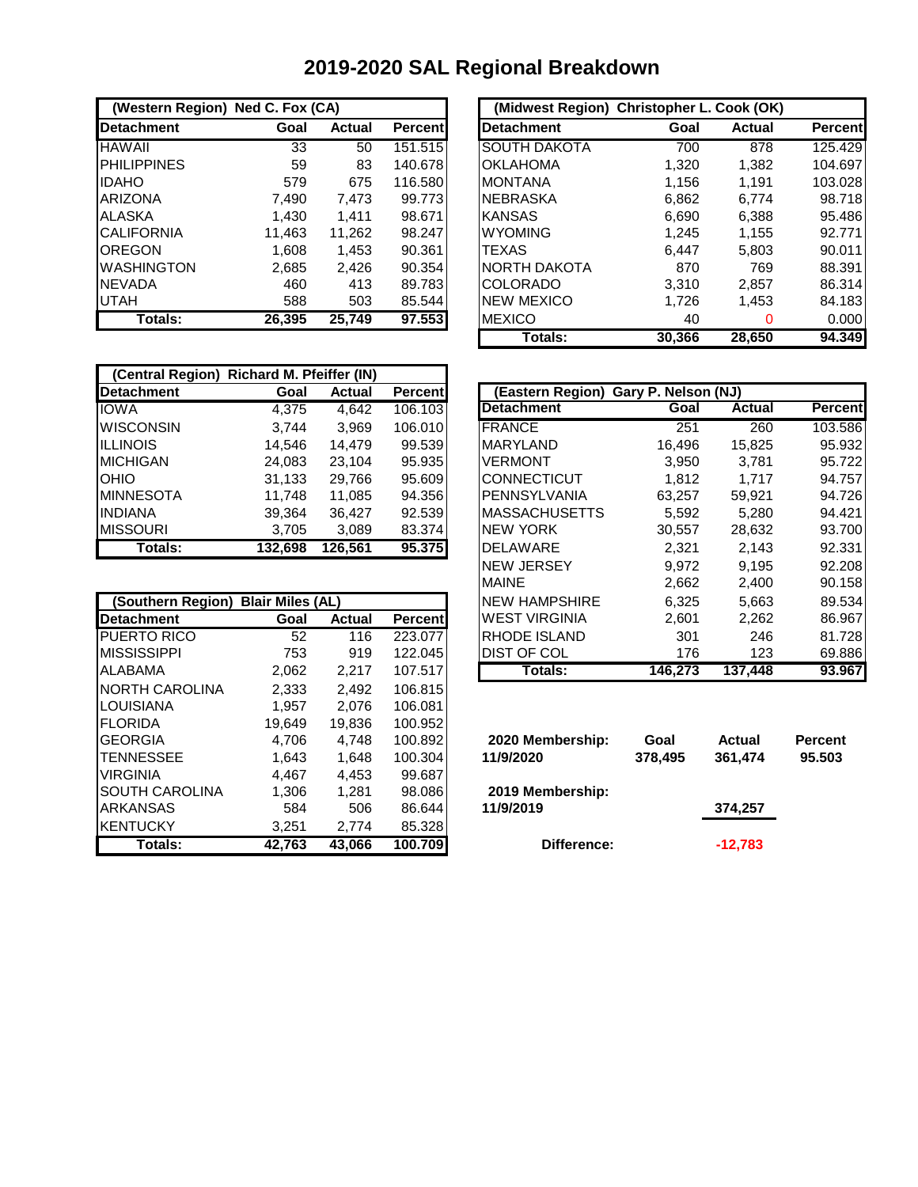# 2019-2020 SAL Regional Breakdown

| (Western Region) Ned C. Fox (CA) | | | |
|---|---|---|---|
| **Detachment** | **Goal** | **Actual** | **Percent** |
| HAWAII | 33 | 50 | 151.515 |
| PHILIPPINES | 59 | 83 | 140.678 |
| IDAHO | 579 | 675 | 116.580 |
| ARIZONA | 7,490 | 7,473 | 99.773 |
| ALASKA | 1,430 | 1,411 | 98.671 |
| CALIFORNIA | 11,463 | 11,262 | 98.247 |
| OREGON | 1,608 | 1,453 | 90.361 |
| WASHINGTON | 2,685 | 2,426 | 90.354 |
| NEVADA | 460 | 413 | 89.783 |
| UTAH | 588 | 503 | 85.544 |
| **Totals:** | **26,395** | **25,749** | **97.553** |

| (Midwest Region) Christopher L. Cook (OK) | | | |
|---|---|---|---|
| **Detachment** | **Goal** | **Actual** | **Percent** |
| SOUTH DAKOTA | 700 | 878 | 125.429 |
| OKLAHOMA | 1,320 | 1,382 | 104.697 |
| MONTANA | 1,156 | 1,191 | 103.028 |
| NEBRASKA | 6,862 | 6,774 | 98.718 |
| KANSAS | 6,690 | 6,388 | 95.486 |
| WYOMING | 1,245 | 1,155 | 92.771 |
| TEXAS | 6,447 | 5,803 | 90.011 |
| NORTH DAKOTA | 870 | 769 | 88.391 |
| COLORADO | 3,310 | 2,857 | 86.314 |
| NEW MEXICO | 1,726 | 1,453 | 84.183 |
| MEXICO | 40 | 0 | 0.000 |
| **Totals:** | **30,366** | **28,650** | **94.349** |

| (Central Region) Richard M. Pfeiffer (IN) | | | |
|---|---|---|---|
| **Detachment** | **Goal** | **Actual** | **Percent** |
| IOWA | 4,375 | 4,642 | 106.103 |
| WISCONSIN | 3,744 | 3,969 | 106.010 |
| ILLINOIS | 14,546 | 14,479 | 99.539 |
| MICHIGAN | 24,083 | 23,104 | 95.935 |
| OHIO | 31,133 | 29,766 | 95.609 |
| MINNESOTA | 11,748 | 11,085 | 94.356 |
| INDIANA | 39,364 | 36,427 | 92.539 |
| MISSOURI | 3,705 | 3,089 | 83.374 |
| **Totals:** | **132,698** | **126,561** | **95.375** |

| (Eastern Region) Gary P. Nelson (NJ) | | | |
|---|---|---|---|
| **Detachment** | **Goal** | **Actual** | **Percent** |
| FRANCE | 251 | 260 | 103.586 |
| MARYLAND | 16,496 | 15,825 | 95.932 |
| VERMONT | 3,950 | 3,781 | 95.722 |
| CONNECTICUT | 1,812 | 1,717 | 94.757 |
| PENNSYLVANIA | 63,257 | 59,921 | 94.726 |
| MASSACHUSETTS | 5,592 | 5,280 | 94.421 |
| NEW YORK | 30,557 | 28,632 | 93.700 |
| DELAWARE | 2,321 | 2,143 | 92.331 |
| NEW JERSEY | 9,972 | 9,195 | 92.208 |
| MAINE | 2,662 | 2,400 | 90.158 |
| NEW HAMPSHIRE | 6,325 | 5,663 | 89.534 |
| WEST VIRGINIA | 2,601 | 2,262 | 86.967 |
| RHODE ISLAND | 301 | 246 | 81.728 |
| DIST OF COL | 176 | 123 | 69.886 |
| **Totals:** | **146,273** | **137,448** | **93.967** |

| (Southern Region) Blair Miles (AL) | | | |
|---|---|---|---|
| **Detachment** | **Goal** | **Actual** | **Percent** |
| PUERTO RICO | 52 | 116 | 223.077 |
| MISSISSIPPI | 753 | 919 | 122.045 |
| ALABAMA | 2,062 | 2,217 | 107.517 |
| NORTH CAROLINA | 2,333 | 2,492 | 106.815 |
| LOUISIANA | 1,957 | 2,076 | 106.081 |
| FLORIDA | 19,649 | 19,836 | 100.952 |
| GEORGIA | 4,706 | 4,748 | 100.892 |
| TENNESSEE | 1,643 | 1,648 | 100.304 |
| VIRGINIA | 4,467 | 4,453 | 99.687 |
| SOUTH CAROLINA | 1,306 | 1,281 | 98.086 |
| ARKANSAS | 584 | 506 | 86.644 |
| KENTUCKY | 3,251 | 2,774 | 85.328 |
| **Totals:** | **42,763** | **43,066** | **100.709** |

| | **Goal** | **Actual** | **Percent** |
|---|---|---|---|
| **2020 Membership:** 11/9/2020 | **378,495** | **361,474** | **95.503** |
| **2019 Membership:** 11/9/2019 | | **374,257** | |
| **Difference:** | | **-12,783** | |